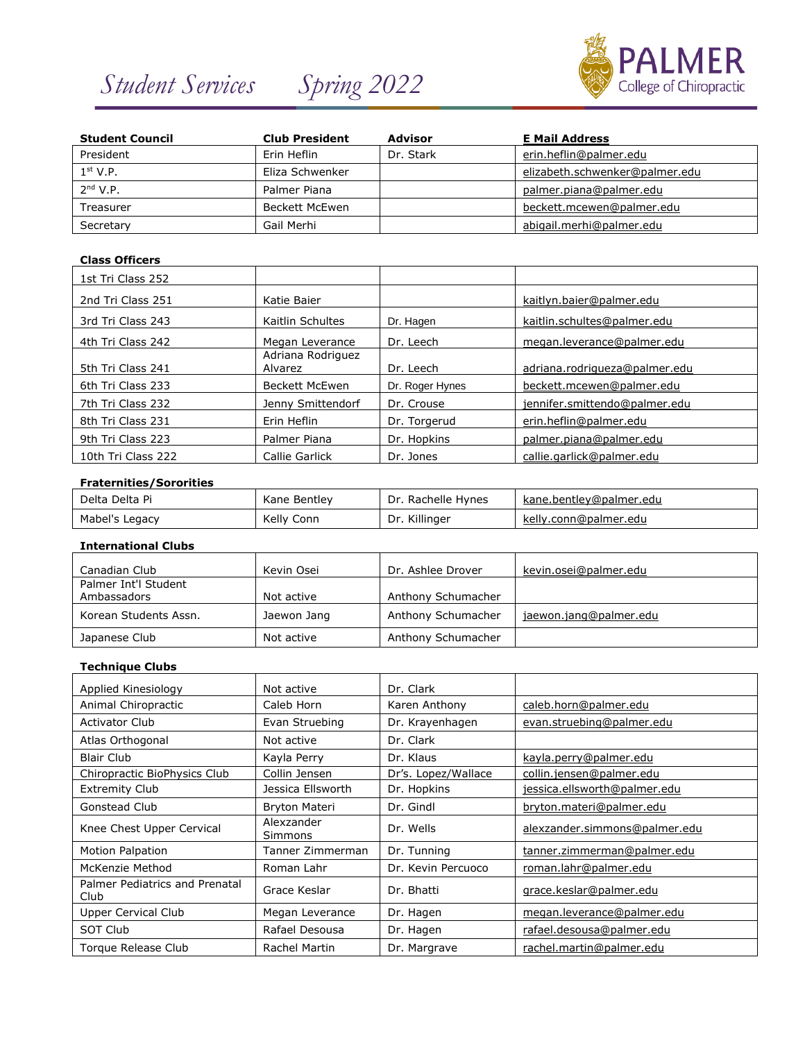# Student Services Spring 2022

PALMER College of Chiropractic

| Student Council | Club President | Advisor | E Mail Address |
|---|---|---|---|
| President | Erin Heflin | Dr. Stark | erin.heflin@palmer.edu |
| 1st V.P. | Eliza Schwenker | | elizabeth.schwenker@palmer.edu |
| 2nd V.P. | Palmer Piana | | palmer.piana@palmer.edu |
| Treasurer | Beckett McEwen | | beckett.mcewen@palmer.edu |
| Secretary | Gail Merhi | | abigail.merhi@palmer.edu |

**Class Officers**

| | | | |
|---|---|---|---|
| 1st Tri Class 252 | | | |
| 2nd Tri Class 251 | Katie Baier | | kaitlyn.baier@palmer.edu |
| 3rd Tri Class 243 | Kaitlin Schultes | Dr. Hagen | kaitlin.schultes@palmer.edu |
| 4th Tri Class 242 | Megan Leverance | Dr. Leech | megan.leverance@palmer.edu |
| 5th Tri Class 241 | Adriana Rodriguez Alvarez | Dr. Leech | adriana.rodrigueza@palmer.edu |
| 6th Tri Class 233 | Beckett McEwen | Dr. Roger Hynes | beckett.mcewen@palmer.edu |
| 7th Tri Class 232 | Jenny Smittendorf | Dr. Crouse | jennifer.smittendo@palmer.edu |
| 8th Tri Class 231 | Erin Heflin | Dr. Torgerud | erin.heflin@palmer.edu |
| 9th Tri Class 223 | Palmer Piana | Dr. Hopkins | palmer.piana@palmer.edu |
| 10th Tri Class 222 | Callie Garlick | Dr. Jones | callie.garlick@palmer.edu |

**Fraternities/Sororities**

| | | | |
|---|---|---|---|
| Delta Delta Pi | Kane Bentley | Dr. Rachelle Hynes | kane.bentley@palmer.edu |
| Mabel's Legacy | Kelly Conn | Dr. Killinger | kelly.conn@palmer.edu |

**International Clubs**

| | | | |
|---|---|---|---|
| Canadian Club | Kevin Osei | Dr. Ashlee Drover | kevin.osei@palmer.edu |
| Palmer Int'l Student Ambassadors | Not active | Anthony Schumacher | |
| Korean Students Assn. | Jaewon Jang | Anthony Schumacher | jaewon.jang@palmer.edu |
| Japanese Club | Not active | Anthony Schumacher | |

**Technique Clubs**

| | | | |
|---|---|---|---|
| Applied Kinesiology | Not active | Dr. Clark | |
| Animal Chiropractic | Caleb Horn | Karen Anthony | caleb.horn@palmer.edu |
| Activator Club | Evan Struebing | Dr. Krayenhagen | evan.struebing@palmer.edu |
| Atlas Orthogonal | Not active | Dr. Clark | |
| Blair Club | Kayla Perry | Dr. Klaus | kayla.perry@palmer.edu |
| Chiropractic BioPhysics Club | Collin Jensen | Dr's. Lopez/Wallace | collin.jensen@palmer.edu |
| Extremity Club | Jessica Ellsworth | Dr. Hopkins | jessica.ellsworth@palmer.edu |
| Gonstead Club | Bryton Materi | Dr. Gindl | bryton.materi@palmer.edu |
| Knee Chest Upper Cervical | Alexzander Simmons | Dr. Wells | alexzander.simmons@palmer.edu |
| Motion Palpation | Tanner Zimmerman | Dr. Tunning | tanner.zimmerman@palmer.edu |
| McKenzie Method | Roman Lahr | Dr. Kevin Percuoco | roman.lahr@palmer.edu |
| Palmer Pediatrics and Prenatal Club | Grace Keslar | Dr. Bhatti | grace.keslar@palmer.edu |
| Upper Cervical Club | Megan Leverance | Dr. Hagen | megan.leverance@palmer.edu |
| SOT Club | Rafael Desousa | Dr. Hagen | rafael.desousa@palmer.edu |
| Torque Release Club | Rachel Martin | Dr. Margrave | rachel.martin@palmer.edu |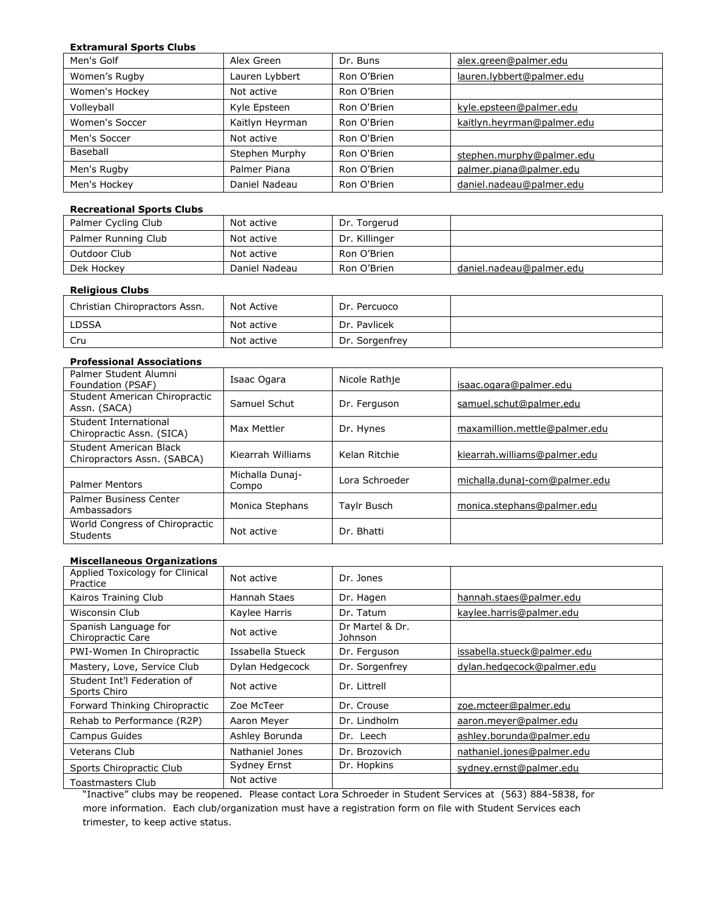**Extramural Sports Clubs**

| | | | |
|---|---|---|---|
| Men's Golf | Alex Green | Dr. Buns | alex.green@palmer.edu |
| Women's Rugby | Lauren Lybbert | Ron O'Brien | lauren.lybbert@palmer.edu |
| Women's Hockey | Not active | Ron O'Brien | |
| Volleyball | Kyle Epsteen | Ron O'Brien | kyle.epsteen@palmer.edu |
| Women's Soccer | Kaitlyn Heyrman | Ron O'Brien | kaitlyn.heyrman@palmer.edu |
| Men's Soccer | Not active | Ron O'Brien | |
| Baseball | Stephen Murphy | Ron O'Brien | stephen.murphy@palmer.edu |
| Men's Rugby | Palmer Piana | Ron O'Brien | palmer.piana@palmer.edu |
| Men's Hockey | Daniel Nadeau | Ron O'Brien | daniel.nadeau@palmer.edu |

**Recreational Sports Clubs**

| | | | |
|---|---|---|---|
| Palmer Cycling Club | Not active | Dr. Torgerud | |
| Palmer Running Club | Not active | Dr. Killinger | |
| Outdoor Club | Not active | Ron O'Brien | |
| Dek Hockey | Daniel Nadeau | Ron O'Brien | daniel.nadeau@palmer.edu |

**Religious Clubs**

| | | | |
|---|---|---|---|
| Christian Chiropractors Assn. | Not Active | Dr. Percuoco | |
| LDSSA | Not active | Dr. Pavlicek | |
| Cru | Not active | Dr. Sorgenfrey | |

**Professional Associations**

| | | | |
|---|---|---|---|
| Palmer Student Alumni Foundation (PSAF) | Isaac Ogara | Nicole Rathje | isaac.ogara@palmer.edu |
| Student American Chiropractic Assn. (SACA) | Samuel Schut | Dr. Ferguson | samuel.schut@palmer.edu |
| Student International Chiropractic Assn. (SICA) | Max Mettler | Dr. Hynes | maxamillion.mettle@palmer.edu |
| Student American Black Chiropractors Assn. (SABCA) | Kiearrah Williams | Kelan Ritchie | kiearrah.williams@palmer.edu |
| Palmer Mentors | Michalla Dunaj-Compo | Lora Schroeder | michalla.dunaj-com@palmer.edu |
| Palmer Business Center Ambassadors | Monica Stephans | Taylr Busch | monica.stephans@palmer.edu |
| World Congress of Chiropractic Students | Not active | Dr. Bhatti | |

**Miscellaneous Organizations**

| | | | |
|---|---|---|---|
| Applied Toxicology for Clinical Practice | Not active | Dr. Jones | |
| Kairos Training Club | Hannah Staes | Dr. Hagen | hannah.staes@palmer.edu |
| Wisconsin Club | Kaylee Harris | Dr. Tatum | kaylee.harris@palmer.edu |
| Spanish Language for Chiropractic Care | Not active | Dr Martel & Dr. Johnson | |
| PWI-Women In Chiropractic | Issabella Stueck | Dr. Ferguson | issabella.stueck@palmer.edu |
| Mastery, Love, Service Club | Dylan Hedgecock | Dr. Sorgenfrey | dylan.hedgecock@palmer.edu |
| Student Int'l Federation of Sports Chiro | Not active | Dr. Littrell | |
| Forward Thinking Chiropractic | Zoe McTeer | Dr. Crouse | zoe.mcteer@palmer.edu |
| Rehab to Performance (R2P) | Aaron Meyer | Dr. Lindholm | aaron.meyer@palmer.edu |
| Campus Guides | Ashley Borunda | Dr. Leech | ashley.borunda@palmer.edu |
| Veterans Club | Nathaniel Jones | Dr. Brozovich | nathaniel.jones@palmer.edu |
| Sports Chiropractic Club | Sydney Ernst | Dr. Hopkins | sydney.ernst@palmer.edu |
| Toastmasters Club | Not active | | |

"Inactive" clubs may be reopened. Please contact Lora Schroeder in Student Services at (563) 884-5838, for more information. Each club/organization must have a registration form on file with Student Services each trimester, to keep active status.